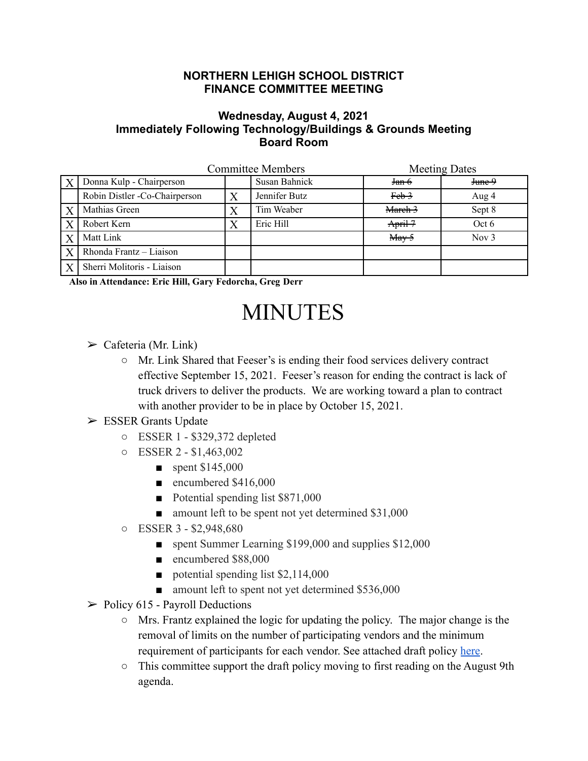**NORTHERN LEHIGH SCHOOL DISTRICT**
**FINANCE COMMITTEE MEETING**

**Wednesday, August 4, 2021**
**Immediately Following Technology/Buildings & Grounds Meeting**
**Board Room**

| | Committee Members | | | Meeting Dates | |
|---|---|---|---|---|---|
| X | Donna Kulp - Chairperson | | Susan Bahnick | ~~Jan 6~~ | ~~June 9~~ |
| | Robin Distler -Co-Chairperson | X | Jennifer Butz | ~~Feb 3~~ | Aug 4 |
| X | Mathias Green | X | Tim Weaber | ~~March 3~~ | Sept 8 |
| X | Robert Kern | X | Eric Hill | ~~April 7~~ | Oct 6 |
| X | Matt Link | | | ~~May 5~~ | Nov 3 |
| X | Rhonda Frantz – Liaison | | | | |
| X | Sherri Molitoris - Liaison | | | | |

**Also in Attendance: Eric Hill, Gary Fedorcha, Greg Derr**

# MINUTES

- Cafeteria (Mr. Link)
  - Mr. Link Shared that Feeser's is ending their food services delivery contract effective September 15, 2021. Feeser's reason for ending the contract is lack of truck drivers to deliver the products. We are working toward a plan to contract with another provider to be in place by October 15, 2021.
- ESSER Grants Update
  - ESSER 1 - $329,372 depleted
  - ESSER 2 - $1,463,002
    - spent $145,000
    - encumbered $416,000
    - Potential spending list $871,000
    - amount left to be spent not yet determined $31,000
  - ESSER 3 - $2,948,680
    - spent Summer Learning $199,000 and supplies $12,000
    - encumbered $88,000
    - potential spending list $2,114,000
    - amount left to spent not yet determined $536,000
- Policy 615 - Payroll Deductions
  - Mrs. Frantz explained the logic for updating the policy. The major change is the removal of limits on the number of participating vendors and the minimum requirement of participants for each vendor. See attached draft policy here.
  - This committee support the draft policy moving to first reading on the August 9th agenda.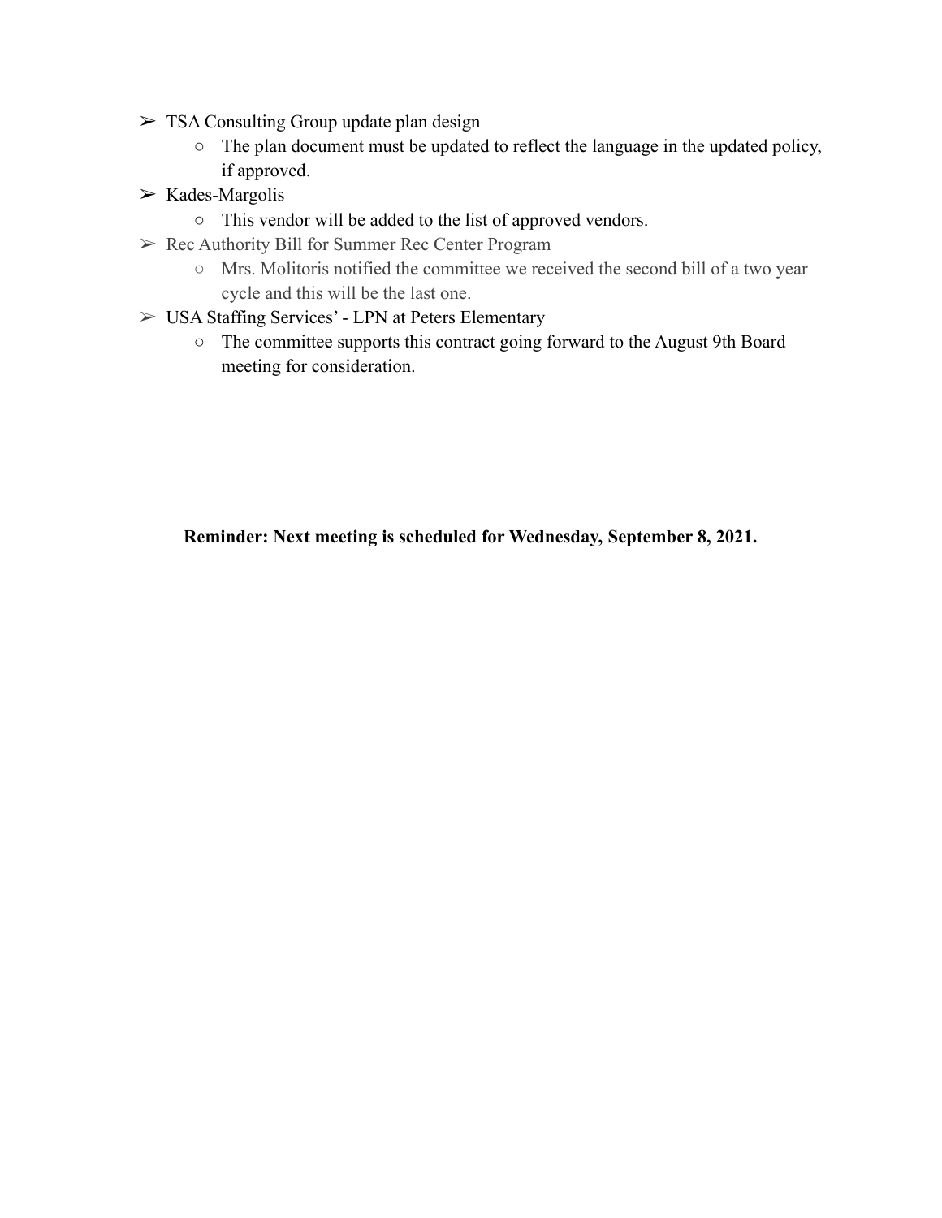- TSA Consulting Group update plan design
    - The plan document must be updated to reflect the language in the updated policy, if approved.
- Kades-Margolis
    - This vendor will be added to the list of approved vendors.
- Rec Authority Bill for Summer Rec Center Program
    - Mrs. Molitoris notified the committee we received the second bill of a two year cycle and this will be the last one.
- USA Staffing Services' - LPN at Peters Elementary
    - The committee supports this contract going forward to the August 9th Board meeting for consideration.

**Reminder: Next meeting is scheduled for Wednesday, September 8, 2021.**